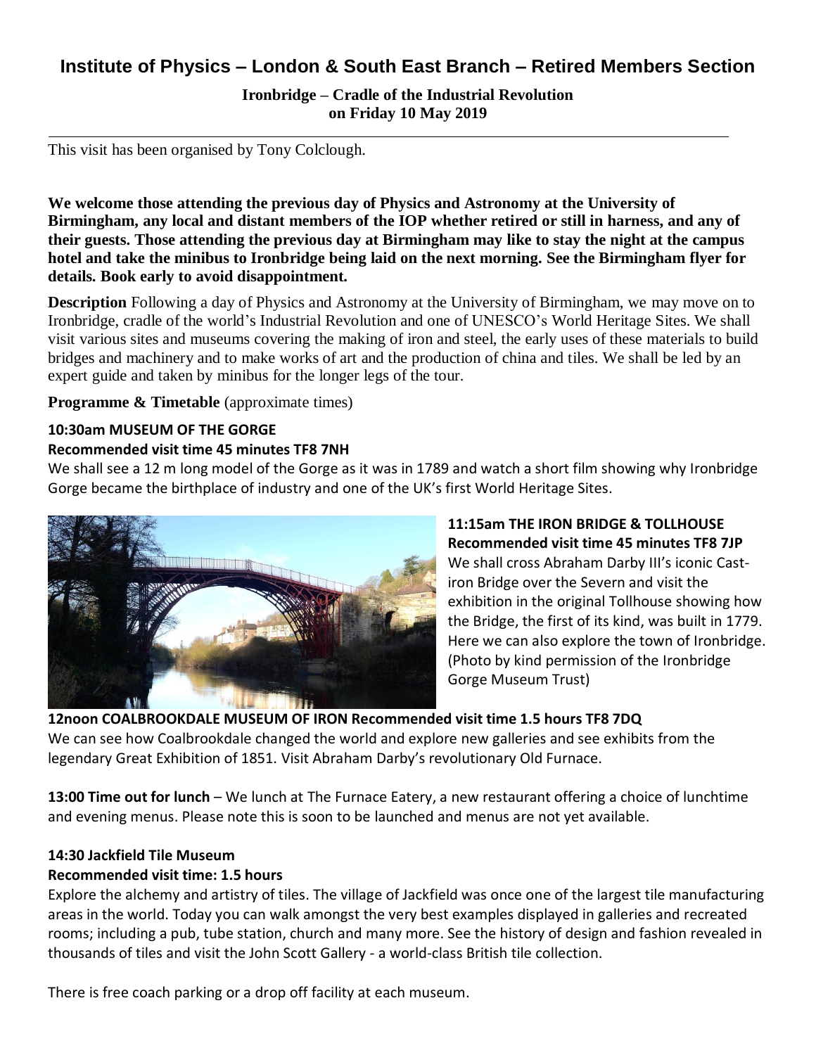# Institute of Physics – London & South East Branch – Retired Members Section

**Ironbridge – Cradle of the Industrial Revolution**
**on Friday 10 May 2019**

---

This visit has been organised by Tony Colclough.

**We welcome those attending the previous day of Physics and Astronomy at the University of Birmingham, any local and distant members of the IOP whether retired or still in harness, and any of their guests. Those attending the previous day at Birmingham may like to stay the night at the campus hotel and take the minibus to Ironbridge being laid on the next morning. See the Birmingham flyer for details. Book early to avoid disappointment.**

**Description** Following a day of Physics and Astronomy at the University of Birmingham, we may move on to Ironbridge, cradle of the world's Industrial Revolution and one of UNESCO's World Heritage Sites. We shall visit various sites and museums covering the making of iron and steel, the early uses of these materials to build bridges and machinery and to make works of art and the production of china and tiles. We shall be led by an expert guide and taken by minibus for the longer legs of the tour.

**Programme & Timetable** (approximate times)

**10:30am MUSEUM OF THE GORGE**
**Recommended visit time 45 minutes TF8 7NH**

We shall see a 12 m long model of the Gorge as it was in 1789 and watch a short film showing why Ironbridge Gorge became the birthplace of industry and one of the UK's first World Heritage Sites.

**11:15am THE IRON BRIDGE & TOLLHOUSE**
**Recommended visit time 45 minutes TF8 7JP**

We shall cross Abraham Darby III's iconic Cast-iron Bridge over the Severn and visit the exhibition in the original Tollhouse showing how the Bridge, the first of its kind, was built in 1779. Here we can also explore the town of Ironbridge. (Photo by kind permission of the Ironbridge Gorge Museum Trust)

**12noon COALBROOKDALE MUSEUM OF IRON Recommended visit time 1.5 hours TF8 7DQ**

We can see how Coalbrookdale changed the world and explore new galleries and see exhibits from the legendary Great Exhibition of 1851. Visit Abraham Darby's revolutionary Old Furnace.

**13:00 Time out for lunch** – We lunch at The Furnace Eatery, a new restaurant offering a choice of lunchtime and evening menus. Please note this is soon to be launched and menus are not yet available.

**14:30 Jackfield Tile Museum**
**Recommended visit time: 1.5 hours**

Explore the alchemy and artistry of tiles. The village of Jackfield was once one of the largest tile manufacturing areas in the world. Today you can walk amongst the very best examples displayed in galleries and recreated rooms; including a pub, tube station, church and many more. See the history of design and fashion revealed in thousands of tiles and visit the John Scott Gallery - a world-class British tile collection.

There is free coach parking or a drop off facility at each museum.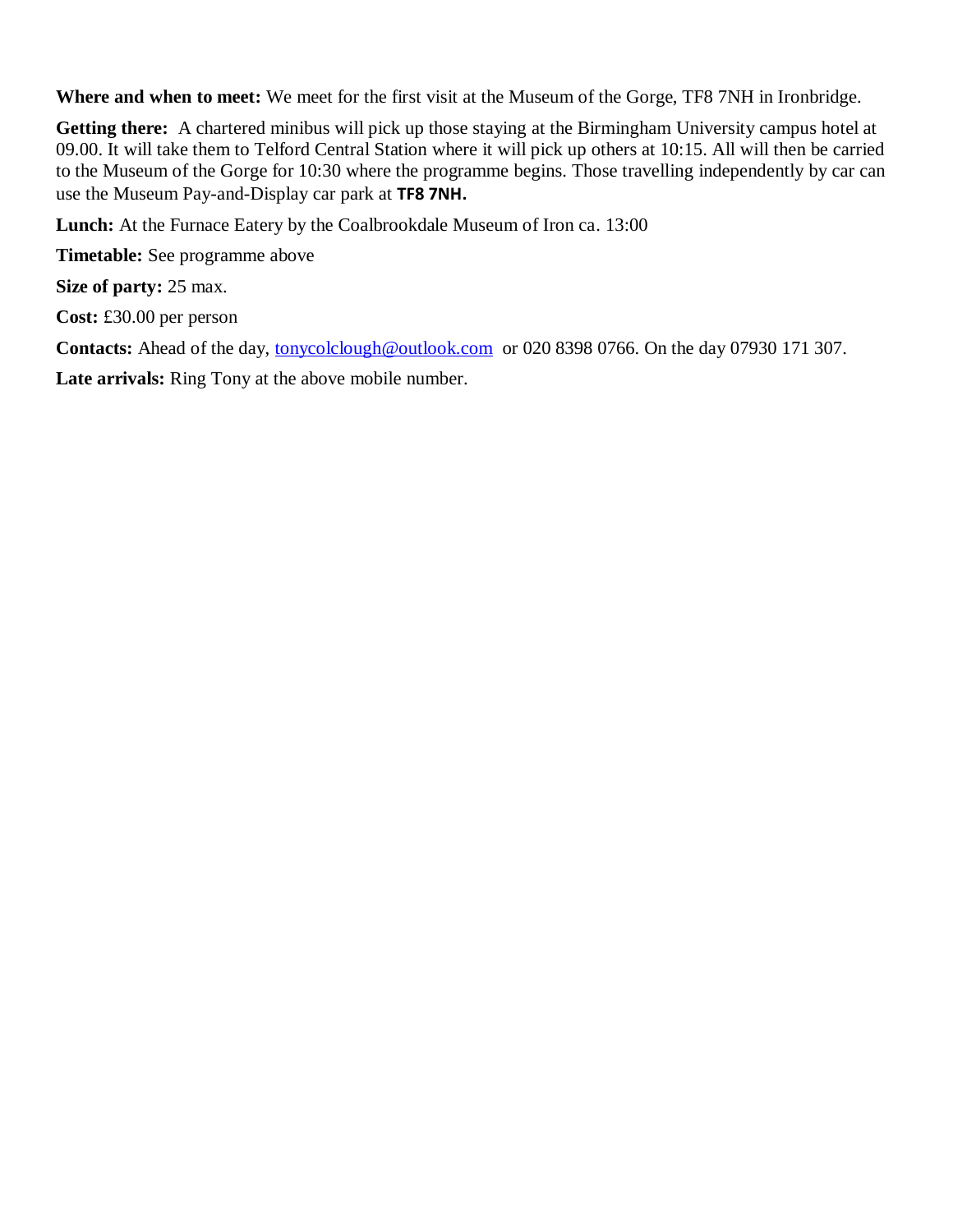**Where and when to meet:** We meet for the first visit at the Museum of the Gorge, TF8 7NH in Ironbridge.

**Getting there:** A chartered minibus will pick up those staying at the Birmingham University campus hotel at 09.00. It will take them to Telford Central Station where it will pick up others at 10:15. All will then be carried to the Museum of the Gorge for 10:30 where the programme begins. Those travelling independently by car can use the Museum Pay-and-Display car park at **TF8 7NH.**

**Lunch:** At the Furnace Eatery by the Coalbrookdale Museum of Iron ca. 13:00

**Timetable:** See programme above

**Size of party:** 25 max.

**Cost:** £30.00 per person

**Contacts:** Ahead of the day, tonycolclough@outlook.com or 020 8398 0766. On the day 07930 171 307.

**Late arrivals:** Ring Tony at the above mobile number.